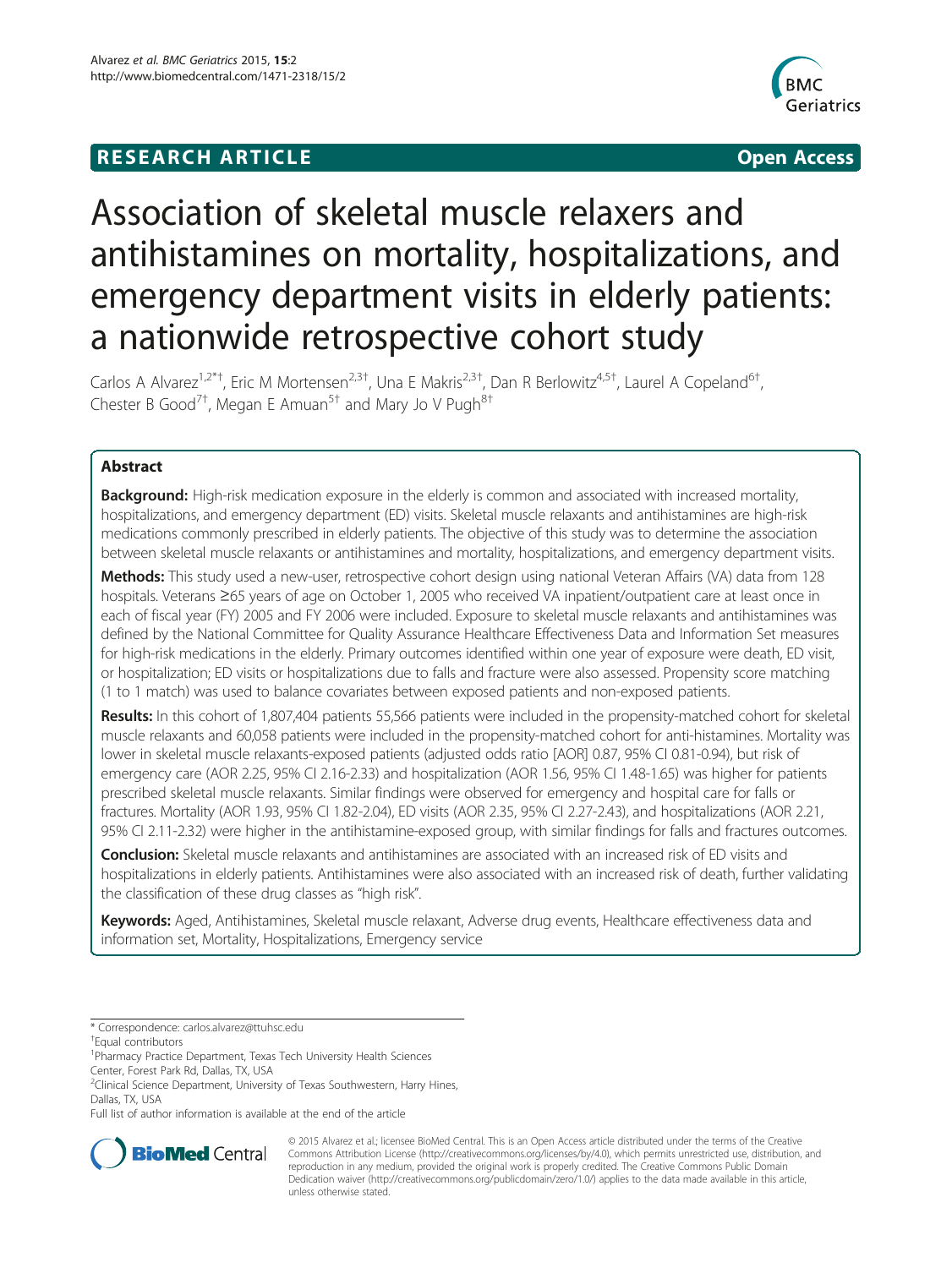**RESEARCH ARTICLE** **Open Access**

# Association of skeletal muscle relaxers and antihistamines on mortality, hospitalizations, and emergency department visits in elderly patients: a nationwide retrospective cohort study

Carlos A Alvarez[1,2*†], Eric M Mortensen[2,3†], Una E Makris[2,3†], Dan R Berlowitz[4,5†], Laurel A Copeland[6†], Chester B Good[7†], Megan E Amuan[5†] and Mary Jo V Pugh[8†]

## Abstract

**Background:** High-risk medication exposure in the elderly is common and associated with increased mortality, hospitalizations, and emergency department (ED) visits. Skeletal muscle relaxants and antihistamines are high-risk medications commonly prescribed in elderly patients. The objective of this study was to determine the association between skeletal muscle relaxants or antihistamines and mortality, hospitalizations, and emergency department visits.

**Methods:** This study used a new-user, retrospective cohort design using national Veteran Affairs (VA) data from 128 hospitals. Veterans ≥65 years of age on October 1, 2005 who received VA inpatient/outpatient care at least once in each of fiscal year (FY) 2005 and FY 2006 were included. Exposure to skeletal muscle relaxants and antihistamines was defined by the National Committee for Quality Assurance Healthcare Effectiveness Data and Information Set measures for high-risk medications in the elderly. Primary outcomes identified within one year of exposure were death, ED visit, or hospitalization; ED visits or hospitalizations due to falls and fracture were also assessed. Propensity score matching (1 to 1 match) was used to balance covariates between exposed patients and non-exposed patients.

**Results:** In this cohort of 1,807,404 patients 55,566 patients were included in the propensity-matched cohort for skeletal muscle relaxants and 60,058 patients were included in the propensity-matched cohort for anti-histamines. Mortality was lower in skeletal muscle relaxants-exposed patients (adjusted odds ratio [AOR] 0.87, 95% CI 0.81-0.94), but risk of emergency care (AOR 2.25, 95% CI 2.16-2.33) and hospitalization (AOR 1.56, 95% CI 1.48-1.65) was higher for patients prescribed skeletal muscle relaxants. Similar findings were observed for emergency and hospital care for falls or fractures. Mortality (AOR 1.93, 95% CI 1.82-2.04), ED visits (AOR 2.35, 95% CI 2.27-2.43), and hospitalizations (AOR 2.21, 95% CI 2.11-2.32) were higher in the antihistamine-exposed group, with similar findings for falls and fractures outcomes.

**Conclusion:** Skeletal muscle relaxants and antihistamines are associated with an increased risk of ED visits and hospitalizations in elderly patients. Antihistamines were also associated with an increased risk of death, further validating the classification of these drug classes as "high risk".

**Keywords:** Aged, Antihistamines, Skeletal muscle relaxant, Adverse drug events, Healthcare effectiveness data and information set, Mortality, Hospitalizations, Emergency service

---

\* Correspondence: carlos.alvarez@ttuhsc.edu
†Equal contributors
[1]Pharmacy Practice Department, Texas Tech University Health Sciences Center, Forest Park Rd, Dallas, TX, USA
[2]Clinical Science Department, University of Texas Southwestern, Harry Hines, Dallas, TX, USA
Full list of author information is available at the end of the article

© 2015 Alvarez et al.; licensee BioMed Central. This is an Open Access article distributed under the terms of the Creative Commons Attribution License (http://creativecommons.org/licenses/by/4.0), which permits unrestricted use, distribution, and reproduction in any medium, provided the original work is properly credited. The Creative Commons Public Domain Dedication waiver (http://creativecommons.org/publicdomain/zero/1.0/) applies to the data made available in this article, unless otherwise stated.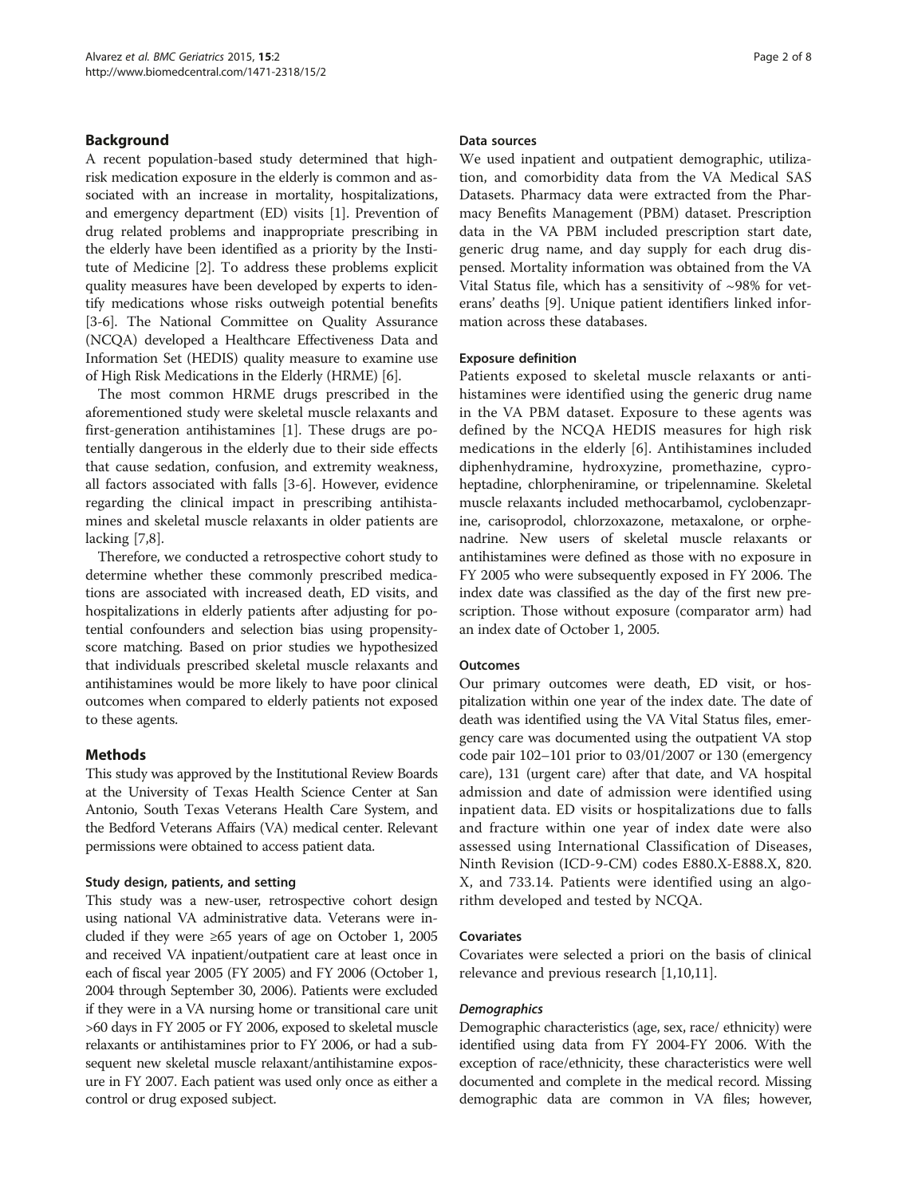## Background

A recent population-based study determined that high-risk medication exposure in the elderly is common and associated with an increase in mortality, hospitalizations, and emergency department (ED) visits [1]. Prevention of drug related problems and inappropriate prescribing in the elderly have been identified as a priority by the Institute of Medicine [2]. To address these problems explicit quality measures have been developed by experts to identify medications whose risks outweigh potential benefits [3-6]. The National Committee on Quality Assurance (NCQA) developed a Healthcare Effectiveness Data and Information Set (HEDIS) quality measure to examine use of High Risk Medications in the Elderly (HRME) [6].

The most common HRME drugs prescribed in the aforementioned study were skeletal muscle relaxants and first-generation antihistamines [1]. These drugs are potentially dangerous in the elderly due to their side effects that cause sedation, confusion, and extremity weakness, all factors associated with falls [3-6]. However, evidence regarding the clinical impact in prescribing antihistamines and skeletal muscle relaxants in older patients are lacking [7,8].

Therefore, we conducted a retrospective cohort study to determine whether these commonly prescribed medications are associated with increased death, ED visits, and hospitalizations in elderly patients after adjusting for potential confounders and selection bias using propensity-score matching. Based on prior studies we hypothesized that individuals prescribed skeletal muscle relaxants and antihistamines would be more likely to have poor clinical outcomes when compared to elderly patients not exposed to these agents.

## Methods

This study was approved by the Institutional Review Boards at the University of Texas Health Science Center at San Antonio, South Texas Veterans Health Care System, and the Bedford Veterans Affairs (VA) medical center. Relevant permissions were obtained to access patient data.

### Study design, patients, and setting

This study was a new-user, retrospective cohort design using national VA administrative data. Veterans were included if they were ≥65 years of age on October 1, 2005 and received VA inpatient/outpatient care at least once in each of fiscal year 2005 (FY 2005) and FY 2006 (October 1, 2004 through September 30, 2006). Patients were excluded if they were in a VA nursing home or transitional care unit >60 days in FY 2005 or FY 2006, exposed to skeletal muscle relaxants or antihistamines prior to FY 2006, or had a subsequent new skeletal muscle relaxant/antihistamine exposure in FY 2007. Each patient was used only once as either a control or drug exposed subject.

### Data sources

We used inpatient and outpatient demographic, utilization, and comorbidity data from the VA Medical SAS Datasets. Pharmacy data were extracted from the Pharmacy Benefits Management (PBM) dataset. Prescription data in the VA PBM included prescription start date, generic drug name, and day supply for each drug dispensed. Mortality information was obtained from the VA Vital Status file, which has a sensitivity of ~98% for veterans' deaths [9]. Unique patient identifiers linked information across these databases.

### Exposure definition

Patients exposed to skeletal muscle relaxants or antihistamines were identified using the generic drug name in the VA PBM dataset. Exposure to these agents was defined by the NCQA HEDIS measures for high risk medications in the elderly [6]. Antihistamines included diphenhydramine, hydroxyzine, promethazine, cyproheptadine, chlorpheniramine, or tripelennamine. Skeletal muscle relaxants included methocarbamol, cyclobenzaprine, carisoprodol, chlorzoxazone, metaxalone, or orphenadrine. New users of skeletal muscle relaxants or antihistamines were defined as those with no exposure in FY 2005 who were subsequently exposed in FY 2006. The index date was classified as the day of the first new prescription. Those without exposure (comparator arm) had an index date of October 1, 2005.

### Outcomes

Our primary outcomes were death, ED visit, or hospitalization within one year of the index date. The date of death was identified using the VA Vital Status files, emergency care was documented using the outpatient VA stop code pair 102–101 prior to 03/01/2007 or 130 (emergency care), 131 (urgent care) after that date, and VA hospital admission and date of admission were identified using inpatient data. ED visits or hospitalizations due to falls and fracture within one year of index date were also assessed using International Classification of Diseases, Ninth Revision (ICD-9-CM) codes E880.X-E888.X, 820.X, and 733.14. Patients were identified using an algorithm developed and tested by NCQA.

### Covariates

Covariates were selected a priori on the basis of clinical relevance and previous research [1,10,11].

#### *Demographics*

Demographic characteristics (age, sex, race/ ethnicity) were identified using data from FY 2004-FY 2006. With the exception of race/ethnicity, these characteristics were well documented and complete in the medical record. Missing demographic data are common in VA files; however,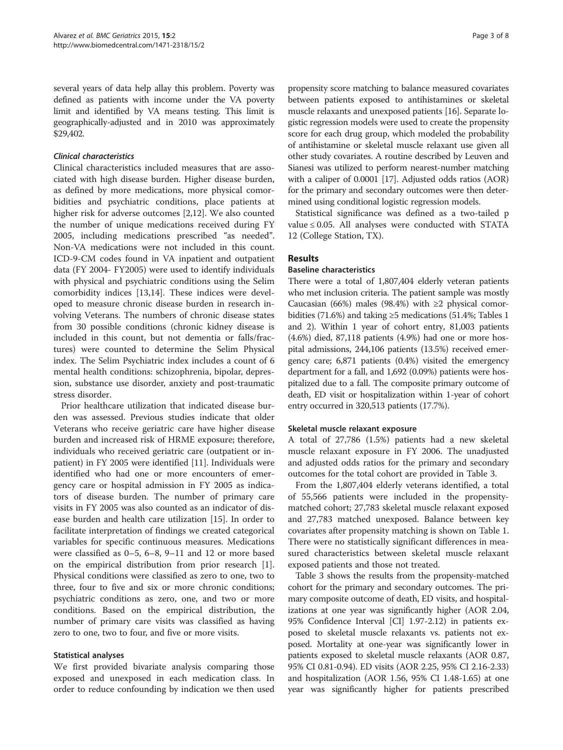several years of data help allay this problem. Poverty was defined as patients with income under the VA poverty limit and identified by VA means testing. This limit is geographically-adjusted and in 2010 was approximately $29,402.

#### *Clinical characteristics*

Clinical characteristics included measures that are associated with high disease burden. Higher disease burden, as defined by more medications, more physical comorbidities and psychiatric conditions, place patients at higher risk for adverse outcomes [2,12]. We also counted the number of unique medications received during FY 2005, including medications prescribed "as needed". Non-VA medications were not included in this count. ICD-9-CM codes found in VA inpatient and outpatient data (FY 2004- FY2005) were used to identify individuals with physical and psychiatric conditions using the Selim comorbidity indices [13,14]. These indices were developed to measure chronic disease burden in research involving Veterans. The numbers of chronic disease states from 30 possible conditions (chronic kidney disease is included in this count, but not dementia or falls/fractures) were counted to determine the Selim Physical index. The Selim Psychiatric index includes a count of 6 mental health conditions: schizophrenia, bipolar, depression, substance use disorder, anxiety and post-traumatic stress disorder.

Prior healthcare utilization that indicated disease burden was assessed. Previous studies indicate that older Veterans who receive geriatric care have higher disease burden and increased risk of HRME exposure; therefore, individuals who received geriatric care (outpatient or inpatient) in FY 2005 were identified [11]. Individuals were identified who had one or more encounters of emergency care or hospital admission in FY 2005 as indicators of disease burden. The number of primary care visits in FY 2005 was also counted as an indicator of disease burden and health care utilization [15]. In order to facilitate interpretation of findings we created categorical variables for specific continuous measures. Medications were classified as 0–5, 6–8, 9–11 and 12 or more based on the empirical distribution from prior research [1]. Physical conditions were classified as zero to one, two to three, four to five and six or more chronic conditions; psychiatric conditions as zero, one, and two or more conditions. Based on the empirical distribution, the number of primary care visits was classified as having zero to one, two to four, and five or more visits.

### Statistical analyses

We first provided bivariate analysis comparing those exposed and unexposed in each medication class. In order to reduce confounding by indication we then used propensity score matching to balance measured covariates between patients exposed to antihistamines or skeletal muscle relaxants and unexposed patients [16]. Separate logistic regression models were used to create the propensity score for each drug group, which modeled the probability of antihistamine or skeletal muscle relaxant use given all other study covariates. A routine described by Leuven and Sianesi was utilized to perform nearest-number matching with a caliper of 0.0001 [17]. Adjusted odds ratios (AOR) for the primary and secondary outcomes were then determined using conditional logistic regression models.

Statistical significance was defined as a two-tailed p value ≤ 0.05. All analyses were conducted with STATA 12 (College Station, TX).

## Results

### Baseline characteristics

There were a total of 1,807,404 elderly veteran patients who met inclusion criteria. The patient sample was mostly Caucasian (66%) males (98.4%) with ≥2 physical comorbidities (71.6%) and taking ≥5 medications (51.4%; Tables 1 and 2). Within 1 year of cohort entry, 81,003 patients (4.6%) died, 87,118 patients (4.9%) had one or more hospital admissions, 244,106 patients (13.5%) received emergency care; 6,871 patients (0.4%) visited the emergency department for a fall, and 1,692 (0.09%) patients were hospitalized due to a fall. The composite primary outcome of death, ED visit or hospitalization within 1-year of cohort entry occurred in 320,513 patients (17.7%).

### Skeletal muscle relaxant exposure

A total of 27,786 (1.5%) patients had a new skeletal muscle relaxant exposure in FY 2006. The unadjusted and adjusted odds ratios for the primary and secondary outcomes for the total cohort are provided in Table 3.

From the 1,807,404 elderly veterans identified, a total of 55,566 patients were included in the propensity-matched cohort; 27,783 skeletal muscle relaxant exposed and 27,783 matched unexposed. Balance between key covariates after propensity matching is shown on Table 1. There were no statistically significant differences in measured characteristics between skeletal muscle relaxant exposed patients and those not treated.

Table 3 shows the results from the propensity-matched cohort for the primary and secondary outcomes. The primary composite outcome of death, ED visits, and hospitalizations at one year was significantly higher (AOR 2.04, 95% Confidence Interval [CI] 1.97-2.12) in patients exposed to skeletal muscle relaxants vs. patients not exposed. Mortality at one-year was significantly lower in patients exposed to skeletal muscle relaxants (AOR 0.87, 95% CI 0.81-0.94). ED visits (AOR 2.25, 95% CI 2.16-2.33) and hospitalization (AOR 1.56, 95% CI 1.48-1.65) at one year was significantly higher for patients prescribed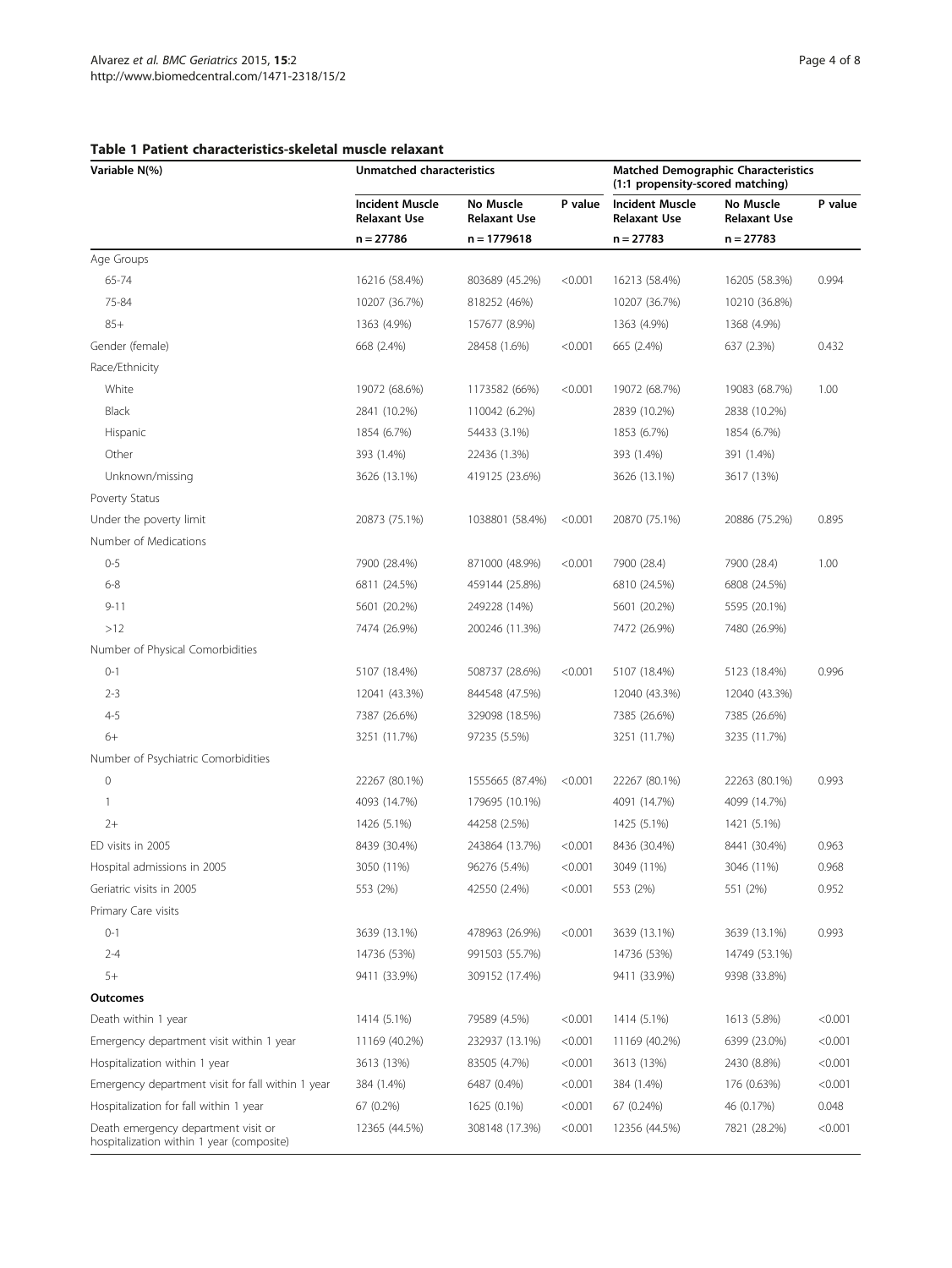**Table 1 Patient characteristics-skeletal muscle relaxant**

| Variable N(%) | Unmatched characteristics | | | Matched Demographic Characteristics (1:1 propensity-scored matching) | | |
|---|---|---|---|---|---|---|
| | **Incident Muscle Relaxant Use** | **No Muscle Relaxant Use** | **P value** | **Incident Muscle Relaxant Use** | **No Muscle Relaxant Use** | **P value** |
| | **n = 27786** | **n = 1779618** | | **n = 27783** | **n = 27783** | |
| Age Groups | | | | | | |
| 65-74 | 16216 (58.4%) | 803689 (45.2%) | <0.001 | 16213 (58.4%) | 16205 (58.3%) | 0.994 |
| 75-84 | 10207 (36.7%) | 818252 (46%) | | 10207 (36.7%) | 10210 (36.8%) | |
| 85+ | 1363 (4.9%) | 157677 (8.9%) | | 1363 (4.9%) | 1368 (4.9%) | |
| Gender (female) | 668 (2.4%) | 28458 (1.6%) | <0.001 | 665 (2.4%) | 637 (2.3%) | 0.432 |
| Race/Ethnicity | | | | | | |
| White | 19072 (68.6%) | 1173582 (66%) | <0.001 | 19072 (68.7%) | 19083 (68.7%) | 1.00 |
| Black | 2841 (10.2%) | 110042 (6.2%) | | 2839 (10.2%) | 2838 (10.2%) | |
| Hispanic | 1854 (6.7%) | 54433 (3.1%) | | 1853 (6.7%) | 1854 (6.7%) | |
| Other | 393 (1.4%) | 22436 (1.3%) | | 393 (1.4%) | 391 (1.4%) | |
| Unknown/missing | 3626 (13.1%) | 419125 (23.6%) | | 3626 (13.1%) | 3617 (13%) | |
| Poverty Status | | | | | | |
| Under the poverty limit | 20873 (75.1%) | 1038801 (58.4%) | <0.001 | 20870 (75.1%) | 20886 (75.2%) | 0.895 |
| Number of Medications | | | | | | |
| 0-5 | 7900 (28.4%) | 871000 (48.9%) | <0.001 | 7900 (28.4) | 7900 (28.4) | 1.00 |
| 6-8 | 6811 (24.5%) | 459144 (25.8%) | | 6810 (24.5%) | 6808 (24.5%) | |
| 9-11 | 5601 (20.2%) | 249228 (14%) | | 5601 (20.2%) | 5595 (20.1%) | |
| >12 | 7474 (26.9%) | 200246 (11.3%) | | 7472 (26.9%) | 7480 (26.9%) | |
| Number of Physical Comorbidities | | | | | | |
| 0-1 | 5107 (18.4%) | 508737 (28.6%) | <0.001 | 5107 (18.4%) | 5123 (18.4%) | 0.996 |
| 2-3 | 12041 (43.3%) | 844548 (47.5%) | | 12040 (43.3%) | 12040 (43.3%) | |
| 4-5 | 7387 (26.6%) | 329098 (18.5%) | | 7385 (26.6%) | 7385 (26.6%) | |
| 6+ | 3251 (11.7%) | 97235 (5.5%) | | 3251 (11.7%) | 3235 (11.7%) | |
| Number of Psychiatric Comorbidities | | | | | | |
| 0 | 22267 (80.1%) | 1555665 (87.4%) | <0.001 | 22267 (80.1%) | 22263 (80.1%) | 0.993 |
| 1 | 4093 (14.7%) | 179695 (10.1%) | | 4091 (14.7%) | 4099 (14.7%) | |
| 2+ | 1426 (5.1%) | 44258 (2.5%) | | 1425 (5.1%) | 1421 (5.1%) | |
| ED visits in 2005 | 8439 (30.4%) | 243864 (13.7%) | <0.001 | 8436 (30.4%) | 8441 (30.4%) | 0.963 |
| Hospital admissions in 2005 | 3050 (11%) | 96276 (5.4%) | <0.001 | 3049 (11%) | 3046 (11%) | 0.968 |
| Geriatric visits in 2005 | 553 (2%) | 42550 (2.4%) | <0.001 | 553 (2%) | 551 (2%) | 0.952 |
| Primary Care visits | | | | | | |
| 0-1 | 3639 (13.1%) | 478963 (26.9%) | <0.001 | 3639 (13.1%) | 3639 (13.1%) | 0.993 |
| 2-4 | 14736 (53%) | 991503 (55.7%) | | 14736 (53%) | 14749 (53.1%) | |
| 5+ | 9411 (33.9%) | 309152 (17.4%) | | 9411 (33.9%) | 9398 (33.8%) | |
| **Outcomes** | | | | | | |
| Death within 1 year | 1414 (5.1%) | 79589 (4.5%) | <0.001 | 1414 (5.1%) | 1613 (5.8%) | <0.001 |
| Emergency department visit within 1 year | 11169 (40.2%) | 232937 (13.1%) | <0.001 | 11169 (40.2%) | 6399 (23.0%) | <0.001 |
| Hospitalization within 1 year | 3613 (13%) | 83505 (4.7%) | <0.001 | 3613 (13%) | 2430 (8.8%) | <0.001 |
| Emergency department visit for fall within 1 year | 384 (1.4%) | 6487 (0.4%) | <0.001 | 384 (1.4%) | 176 (0.63%) | <0.001 |
| Hospitalization for fall within 1 year | 67 (0.2%) | 1625 (0.1%) | <0.001 | 67 (0.24%) | 46 (0.17%) | 0.048 |
| Death emergency department visit or hospitalization within 1 year (composite) | 12365 (44.5%) | 308148 (17.3%) | <0.001 | 12356 (44.5%) | 7821 (28.2%) | <0.001 |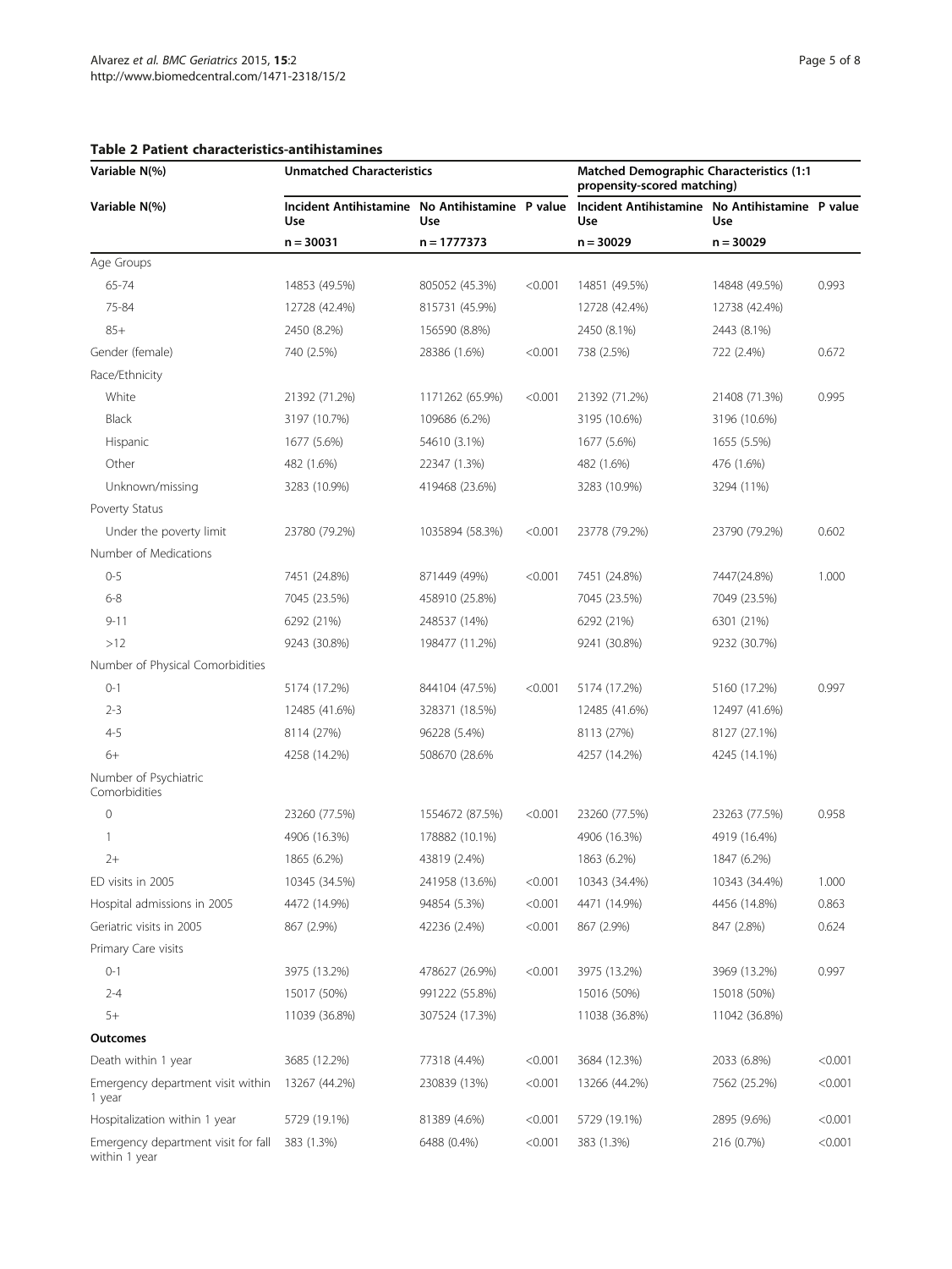**Table 2 Patient characteristics-antihistamines**

| Variable N(%) | Unmatched Characteristics | | | Matched Demographic Characteristics (1:1 propensity-scored matching) | | |
|---|---|---|---|---|---|---|
| Variable N(%) | Incident Antihistamine Use | No Antihistamine Use | P value | Incident Antihistamine Use | No Antihistamine Use | P value |
| | n = 30031 | n = 1777373 | | n = 30029 | n = 30029 | |
| Age Groups | | | | | | |
| 65-74 | 14853 (49.5%) | 805052 (45.3%) | <0.001 | 14851 (49.5%) | 14848 (49.5%) | 0.993 |
| 75-84 | 12728 (42.4%) | 815731 (45.9%) | | 12728 (42.4%) | 12738 (42.4%) | |
| 85+ | 2450 (8.2%) | 156590 (8.8%) | | 2450 (8.1%) | 2443 (8.1%) | |
| Gender (female) | 740 (2.5%) | 28386 (1.6%) | <0.001 | 738 (2.5%) | 722 (2.4%) | 0.672 |
| Race/Ethnicity | | | | | | |
| White | 21392 (71.2%) | 1171262 (65.9%) | <0.001 | 21392 (71.2%) | 21408 (71.3%) | 0.995 |
| Black | 3197 (10.7%) | 109686 (6.2%) | | 3195 (10.6%) | 3196 (10.6%) | |
| Hispanic | 1677 (5.6%) | 54610 (3.1%) | | 1677 (5.6%) | 1655 (5.5%) | |
| Other | 482 (1.6%) | 22347 (1.3%) | | 482 (1.6%) | 476 (1.6%) | |
| Unknown/missing | 3283 (10.9%) | 419468 (23.6%) | | 3283 (10.9%) | 3294 (11%) | |
| Poverty Status | | | | | | |
| Under the poverty limit | 23780 (79.2%) | 1035894 (58.3%) | <0.001 | 23778 (79.2%) | 23790 (79.2%) | 0.602 |
| Number of Medications | | | | | | |
| 0-5 | 7451 (24.8%) | 871449 (49%) | <0.001 | 7451 (24.8%) | 7447(24.8%) | 1.000 |
| 6-8 | 7045 (23.5%) | 458910 (25.8%) | | 7045 (23.5%) | 7049 (23.5%) | |
| 9-11 | 6292 (21%) | 248537 (14%) | | 6292 (21%) | 6301 (21%) | |
| >12 | 9243 (30.8%) | 198477 (11.2%) | | 9241 (30.8%) | 9232 (30.7%) | |
| Number of Physical Comorbidities | | | | | | |
| 0-1 | 5174 (17.2%) | 844104 (47.5%) | <0.001 | 5174 (17.2%) | 5160 (17.2%) | 0.997 |
| 2-3 | 12485 (41.6%) | 328371 (18.5%) | | 12485 (41.6%) | 12497 (41.6%) | |
| 4-5 | 8114 (27%) | 96228 (5.4%) | | 8113 (27%) | 8127 (27.1%) | |
| 6+ | 4258 (14.2%) | 508670 (28.6% | | 4257 (14.2%) | 4245 (14.1%) | |
| Number of Psychiatric Comorbidities | | | | | | |
| 0 | 23260 (77.5%) | 1554672 (87.5%) | <0.001 | 23260 (77.5%) | 23263 (77.5%) | 0.958 |
| 1 | 4906 (16.3%) | 178882 (10.1%) | | 4906 (16.3%) | 4919 (16.4%) | |
| 2+ | 1865 (6.2%) | 43819 (2.4%) | | 1863 (6.2%) | 1847 (6.2%) | |
| ED visits in 2005 | 10345 (34.5%) | 241958 (13.6%) | <0.001 | 10343 (34.4%) | 10343 (34.4%) | 1.000 |
| Hospital admissions in 2005 | 4472 (14.9%) | 94854 (5.3%) | <0.001 | 4471 (14.9%) | 4456 (14.8%) | 0.863 |
| Geriatric visits in 2005 | 867 (2.9%) | 42236 (2.4%) | <0.001 | 867 (2.9%) | 847 (2.8%) | 0.624 |
| Primary Care visits | | | | | | |
| 0-1 | 3975 (13.2%) | 478627 (26.9%) | <0.001 | 3975 (13.2%) | 3969 (13.2%) | 0.997 |
| 2-4 | 15017 (50%) | 991222 (55.8%) | | 15016 (50%) | 15018 (50%) | |
| 5+ | 11039 (36.8%) | 307524 (17.3%) | | 11038 (36.8%) | 11042 (36.8%) | |
| **Outcomes** | | | | | | |
| Death within 1 year | 3685 (12.2%) | 77318 (4.4%) | <0.001 | 3684 (12.3%) | 2033 (6.8%) | <0.001 |
| Emergency department visit within 1 year | 13267 (44.2%) | 230839 (13%) | <0.001 | 13266 (44.2%) | 7562 (25.2%) | <0.001 |
| Hospitalization within 1 year | 5729 (19.1%) | 81389 (4.6%) | <0.001 | 5729 (19.1%) | 2895 (9.6%) | <0.001 |
| Emergency department visit for fall within 1 year | 383 (1.3%) | 6488 (0.4%) | <0.001 | 383 (1.3%) | 216 (0.7%) | <0.001 |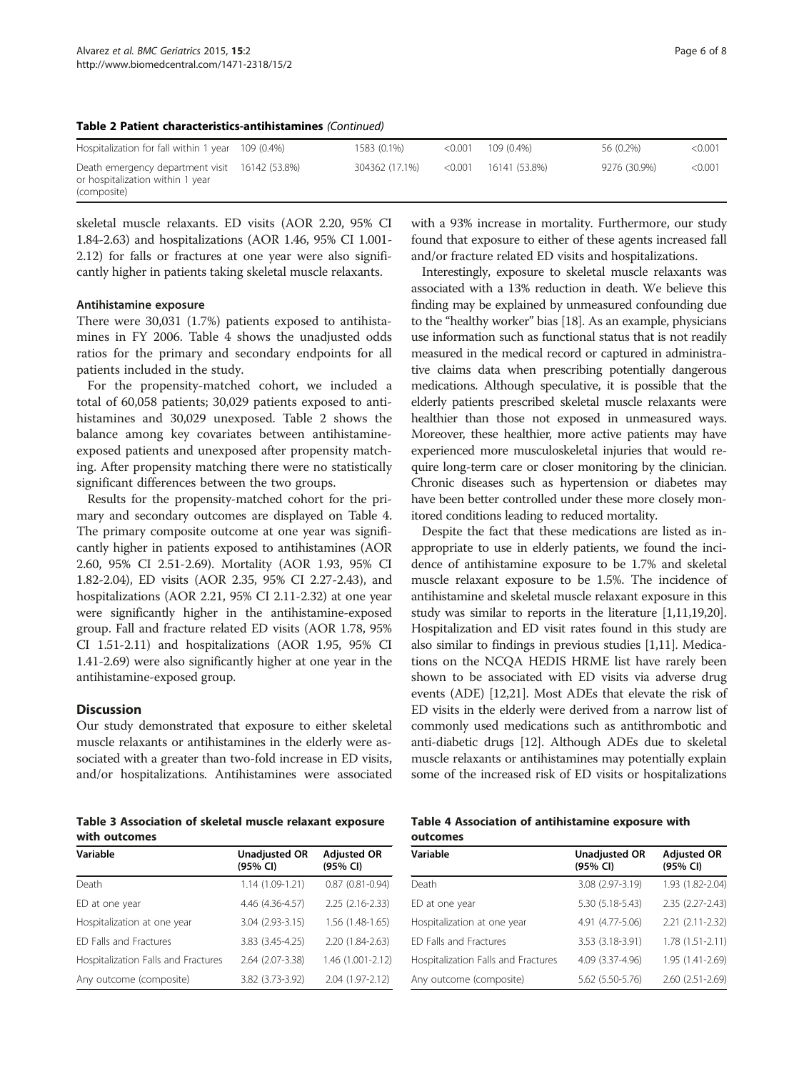**Table 2 Patient characteristics-antihistamines** *(Continued)*

| | | | | | | |
|---|---|---|---|---|---|---|
| Hospitalization for fall within 1 year | 109 (0.4%) | 1583 (0.1%) | <0.001 | 109 (0.4%) | 56 (0.2%) | <0.001 |
| Death emergency department visit or hospitalization within 1 year (composite) | 16142 (53.8%) | 304362 (17.1%) | <0.001 | 16141 (53.8%) | 9276 (30.9%) | <0.001 |

skeletal muscle relaxants. ED visits (AOR 2.20, 95% CI 1.84-2.63) and hospitalizations (AOR 1.46, 95% CI 1.001-2.12) for falls or fractures at one year were also significantly higher in patients taking skeletal muscle relaxants.

#### Antihistamine exposure

There were 30,031 (1.7%) patients exposed to antihistamines in FY 2006. Table 4 shows the unadjusted odds ratios for the primary and secondary endpoints for all patients included in the study.

For the propensity-matched cohort, we included a total of 60,058 patients; 30,029 patients exposed to antihistamines and 30,029 unexposed. Table 2 shows the balance among key covariates between antihistamine-exposed patients and unexposed after propensity matching. After propensity matching there were no statistically significant differences between the two groups.

Results for the propensity-matched cohort for the primary and secondary outcomes are displayed on Table 4. The primary composite outcome at one year was significantly higher in patients exposed to antihistamines (AOR 2.60, 95% CI 2.51-2.69). Mortality (AOR 1.93, 95% CI 1.82-2.04), ED visits (AOR 2.35, 95% CI 2.27-2.43), and hospitalizations (AOR 2.21, 95% CI 2.11-2.32) at one year were significantly higher in the antihistamine-exposed group. Fall and fracture related ED visits (AOR 1.78, 95% CI 1.51-2.11) and hospitalizations (AOR 1.95, 95% CI 1.41-2.69) were also significantly higher at one year in the antihistamine-exposed group.

## Discussion

Our study demonstrated that exposure to either skeletal muscle relaxants or antihistamines in the elderly were associated with a greater than two-fold increase in ED visits, and/or hospitalizations. Antihistamines were associated with a 93% increase in mortality. Furthermore, our study found that exposure to either of these agents increased fall and/or fracture related ED visits and hospitalizations.

Interestingly, exposure to skeletal muscle relaxants was associated with a 13% reduction in death. We believe this finding may be explained by unmeasured confounding due to the "healthy worker" bias [18]. As an example, physicians use information such as functional status that is not readily measured in the medical record or captured in administrative claims data when prescribing potentially dangerous medications. Although speculative, it is possible that the elderly patients prescribed skeletal muscle relaxants were healthier than those not exposed in unmeasured ways. Moreover, these healthier, more active patients may have experienced more musculoskeletal injuries that would require long-term care or closer monitoring by the clinician. Chronic diseases such as hypertension or diabetes may have been better controlled under these more closely monitored conditions leading to reduced mortality.

Despite the fact that these medications are listed as inappropriate to use in elderly patients, we found the incidence of antihistamine exposure to be 1.7% and skeletal muscle relaxant exposure to be 1.5%. The incidence of antihistamine and skeletal muscle relaxant exposure in this study was similar to reports in the literature [1,11,19,20]. Hospitalization and ED visit rates found in this study are also similar to findings in previous studies [1,11]. Medications on the NCQA HEDIS HRME list have rarely been shown to be associated with ED visits via adverse drug events (ADE) [12,21]. Most ADEs that elevate the risk of ED visits in the elderly were derived from a narrow list of commonly used medications such as antithrombotic and anti-diabetic drugs [12]. Although ADEs due to skeletal muscle relaxants or antihistamines may potentially explain some of the increased risk of ED visits or hospitalizations

**Table 3 Association of skeletal muscle relaxant exposure with outcomes**

| Variable | Unadjusted OR (95% CI) | Adjusted OR (95% CI) |
|---|---|---|
| Death | 1.14 (1.09-1.21) | 0.87 (0.81-0.94) |
| ED at one year | 4.46 (4.36-4.57) | 2.25 (2.16-2.33) |
| Hospitalization at one year | 3.04 (2.93-3.15) | 1.56 (1.48-1.65) |
| ED Falls and Fractures | 3.83 (3.45-4.25) | 2.20 (1.84-2.63) |
| Hospitalization Falls and Fractures | 2.64 (2.07-3.38) | 1.46 (1.001-2.12) |
| Any outcome (composite) | 3.82 (3.73-3.92) | 2.04 (1.97-2.12) |

**Table 4 Association of antihistamine exposure with outcomes**

| Variable | Unadjusted OR (95% CI) | Adjusted OR (95% CI) |
|---|---|---|
| Death | 3.08 (2.97-3.19) | 1.93 (1.82-2.04) |
| ED at one year | 5.30 (5.18-5.43) | 2.35 (2.27-2.43) |
| Hospitalization at one year | 4.91 (4.77-5.06) | 2.21 (2.11-2.32) |
| ED Falls and Fractures | 3.53 (3.18-3.91) | 1.78 (1.51-2.11) |
| Hospitalization Falls and Fractures | 4.09 (3.37-4.96) | 1.95 (1.41-2.69) |
| Any outcome (composite) | 5.62 (5.50-5.76) | 2.60 (2.51-2.69) |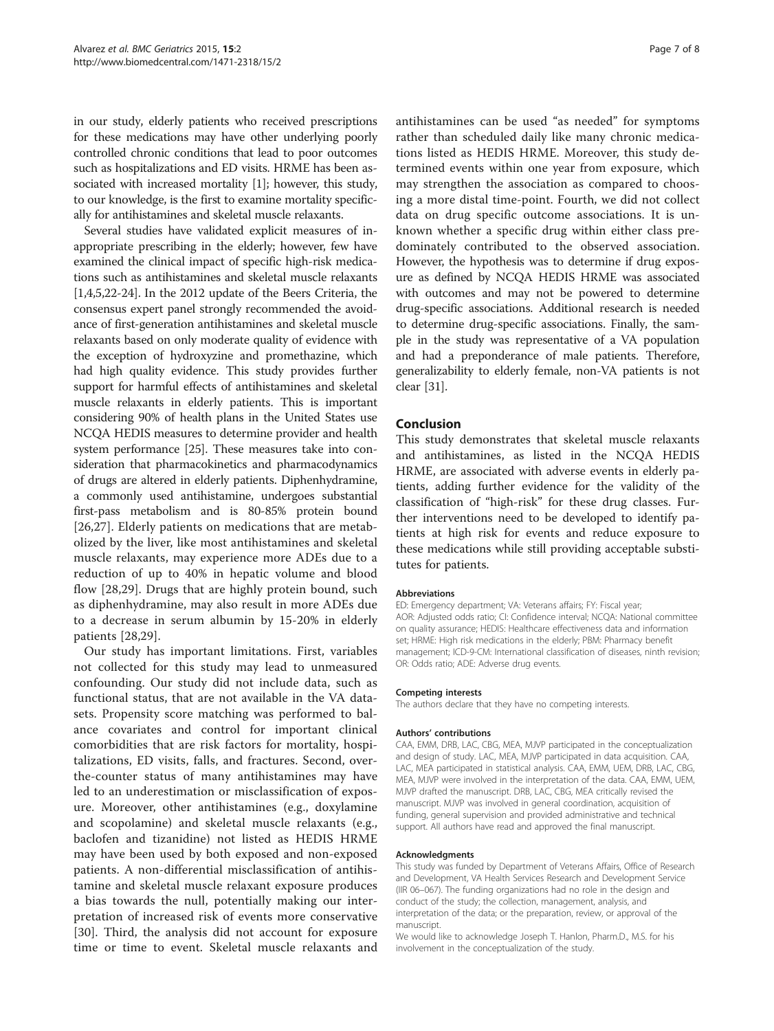in our study, elderly patients who received prescriptions for these medications may have other underlying poorly controlled chronic conditions that lead to poor outcomes such as hospitalizations and ED visits. HRME has been associated with increased mortality [1]; however, this study, to our knowledge, is the first to examine mortality specifically for antihistamines and skeletal muscle relaxants.

Several studies have validated explicit measures of inappropriate prescribing in the elderly; however, few have examined the clinical impact of specific high-risk medications such as antihistamines and skeletal muscle relaxants [1,4,5,22-24]. In the 2012 update of the Beers Criteria, the consensus expert panel strongly recommended the avoidance of first-generation antihistamines and skeletal muscle relaxants based on only moderate quality of evidence with the exception of hydroxyzine and promethazine, which had high quality evidence. This study provides further support for harmful effects of antihistamines and skeletal muscle relaxants in elderly patients. This is important considering 90% of health plans in the United States use NCQA HEDIS measures to determine provider and health system performance [25]. These measures take into consideration that pharmacokinetics and pharmacodynamics of drugs are altered in elderly patients. Diphenhydramine, a commonly used antihistamine, undergoes substantial first-pass metabolism and is 80-85% protein bound [26,27]. Elderly patients on medications that are metabolized by the liver, like most antihistamines and skeletal muscle relaxants, may experience more ADEs due to a reduction of up to 40% in hepatic volume and blood flow [28,29]. Drugs that are highly protein bound, such as diphenhydramine, may also result in more ADEs due to a decrease in serum albumin by 15-20% in elderly patients [28,29].

Our study has important limitations. First, variables not collected for this study may lead to unmeasured confounding. Our study did not include data, such as functional status, that are not available in the VA datasets. Propensity score matching was performed to balance covariates and control for important clinical comorbidities that are risk factors for mortality, hospitalizations, ED visits, falls, and fractures. Second, over-the-counter status of many antihistamines may have led to an underestimation or misclassification of exposure. Moreover, other antihistamines (e.g., doxylamine and scopolamine) and skeletal muscle relaxants (e.g., baclofen and tizanidine) not listed as HEDIS HRME may have been used by both exposed and non-exposed patients. A non-differential misclassification of antihistamine and skeletal muscle relaxant exposure produces a bias towards the null, potentially making our interpretation of increased risk of events more conservative [30]. Third, the analysis did not account for exposure time or time to event. Skeletal muscle relaxants and antihistamines can be used "as needed" for symptoms rather than scheduled daily like many chronic medications listed as HEDIS HRME. Moreover, this study determined events within one year from exposure, which may strengthen the association as compared to choosing a more distal time-point. Fourth, we did not collect data on drug specific outcome associations. It is unknown whether a specific drug within either class predominately contributed to the observed association. However, the hypothesis was to determine if drug exposure as defined by NCQA HEDIS HRME was associated with outcomes and may not be powered to determine drug-specific associations. Additional research is needed to determine drug-specific associations. Finally, the sample in the study was representative of a VA population and had a preponderance of male patients. Therefore, generalizability to elderly female, non-VA patients is not clear [31].

## Conclusion

This study demonstrates that skeletal muscle relaxants and antihistamines, as listed in the NCQA HEDIS HRME, are associated with adverse events in elderly patients, adding further evidence for the validity of the classification of "high-risk" for these drug classes. Further interventions need to be developed to identify patients at high risk for events and reduce exposure to these medications while still providing acceptable substitutes for patients.

#### Abbreviations

ED: Emergency department; VA: Veterans affairs; FY: Fiscal year; AOR: Adjusted odds ratio; CI: Confidence interval; NCQA: National committee on quality assurance; HEDIS: Healthcare effectiveness data and information set; HRME: High risk medications in the elderly; PBM: Pharmacy benefit management; ICD-9-CM: International classification of diseases, ninth revision; OR: Odds ratio; ADE: Adverse drug events.

#### Competing interests

The authors declare that they have no competing interests.

#### Authors' contributions

CAA, EMM, DRB, LAC, CBG, MEA, MJVP participated in the conceptualization and design of study. LAC, MEA, MJVP participated in data acquisition. CAA, LAC, MEA participated in statistical analysis. CAA, EMM, UEM, DRB, LAC, CBG, MEA, MJVP were involved in the interpretation of the data. CAA, EMM, UEM, MJVP drafted the manuscript. DRB, LAC, CBG, MEA critically revised the manuscript. MJVP was involved in general coordination, acquisition of funding, general supervision and provided administrative and technical support. All authors have read and approved the final manuscript.

#### Acknowledgments

This study was funded by Department of Veterans Affairs, Office of Research and Development, VA Health Services Research and Development Service (IIR 06–067). The funding organizations had no role in the design and conduct of the study; the collection, management, analysis, and interpretation of the data; or the preparation, review, or approval of the manuscript.

We would like to acknowledge Joseph T. Hanlon, Pharm.D., M.S. for his involvement in the conceptualization of the study.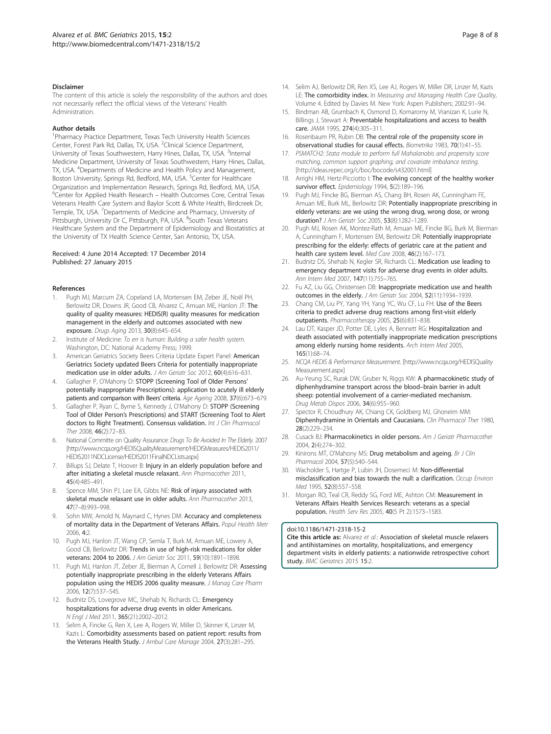#### Disclaimer

The content of this article is solely the responsibility of the authors and does not necessarily reflect the official views of the Veterans' Health Administration.

#### Author details

[1]Pharmacy Practice Department, Texas Tech University Health Sciences Center, Forest Park Rd, Dallas, TX, USA. [2]Clinical Science Department, University of Texas Southwestern, Harry Hines, Dallas, TX, USA. [3]Internal Medicine Department, University of Texas Southwestern, Harry Hines, Dallas, TX, USA. [4]Departments of Medicine and Health Policy and Management, Boston University, Springs Rd, Bedford, MA, USA. [5]Center for Healthcare Organization and Implementation Research, Springs Rd, Bedford, MA, USA. [6]Center for Applied Health Research – Health Outcomes Core, Central Texas Veterans Health Care System and Baylor Scott & White Health, Birdcreek Dr, Temple, TX, USA. [7]Departments of Medicine and Pharmacy, University of Pittsburgh, University Dr C, Pittsburgh, PA, USA. [8]South Texas Veterans Healthcare System and the Department of Epidemiology and Biostatistics at the University of TX Health Science Center, San Antonio, TX, USA.

Received: 4 June 2014 Accepted: 17 December 2014
Published: 27 January 2015

#### References

1. Pugh MJ, Marcum ZA, Copeland LA, Mortensen EM, Zeber JE, Noël PH, Berlowitz DR, Downs JR, Good CB, Alvarez C, Amuan ME, Hanlon JT: **The quality of quality measures: HEDIS(R) quality measures for medication management in the elderly and outcomes associated with new exposure.** *Drugs Aging* 2013, **30**(8):645–654.
2. Institute of Medicine: *To err is human: Building a safer health system.* Washington, DC: National Academy Press; 1999.
3. American Geriatrics Society Beers Criteria Update Expert Panel: **American Geriatrics Society updated Beers Criteria for potentially inappropriate medication use in older adults.** *J Am Geriatr Soc* 2012, **60**(4):616–631.
4. Gallagher P, O'Mahony D: **STOPP (Screening Tool of Older Persons' potentially inappropriate Prescriptions): application to acutely ill elderly patients and comparison with Beers' criteria.** *Age Ageing* 2008, **37**(6):673–679.
5. Gallagher P, Ryan C, Byrne S, Kennedy J, O'Mahony D: **STOPP (Screening Tool of Older Person's Prescriptions) and START (Screening Tool to Alert doctors to Right Treatment). Consensus validation.** *Int J Clin Pharmacol Ther* 2008, **46**(2):72–83.
6. National Committe on Quality Assurance: *Drugs To Be Avoided In The Elderly.* 2007 [http://www.ncqa.org/HEDISQualityMeasurement/HEDISMeasures/HEDIS2011/HEDIS2011NDCLicense/HEDIS2011FinalNDCLists.aspx]
7. Billups SJ, Delate T, Hoover B: **Injury in an elderly population before and after initiating a skeletal muscle relaxant.** *Ann Pharmacother* 2011, **45**(4):485–491.
8. Spence MM, Shin PJ, Lee EA, Gibbs NE: **Risk of injury associated with skeletal muscle relaxant use in older adults.** *Ann Pharmacother* 2013, **47**(7–8):993–998.
9. Sohn MW, Arnold N, Maynard C, Hynes DM: **Accuracy and completeness of mortality data in the Department of Veterans Affairs.** *Popul Health Metr* 2006, **4**:2.
10. Pugh MJ, Hanlon JT, Wang CP, Semla T, Burk M, Amuan ME, Lowery A, Good CB, Berlowitz DR: **Trends in use of high-risk medications for older veterans: 2004 to 2006.** *J Am Geriatr Soc* 2011, **59**(10):1891–1898.
11. Pugh MJ, Hanlon JT, Zeber JE, Bierman A, Cornell J, Berlowitz DR: **Assessing potentially inappropriate prescribing in the elderly Veterans Affairs population using the HEDIS 2006 quality measure.** *J Manag Care Pharm* 2006, **12**(7):537–545.
12. Budnitz DS, Lovegrove MC, Shehab N, Richards CL: **Emergency hospitalizations for adverse drug events in older Americans.** *N Engl J Med* 2011, **365**(21):2002–2012.
13. Selim A, Fincke G, Ren X, Lee A, Rogers W, Miller D, Skinner K, Linzer M, Kazis L: **Comorbidity assessments based on patient report: results from the Veterans Health Study.** *J Ambul Care Manage* 2004, **27**(3):281–295.
14. Selim AJ, Berlowitz DR, Ren XS, Lee AJ, Rogers W, Miller DR, Linzer M, Kazis LE: **The comorbidity index.** In *Measuring and Managing Health Care Quality*, Volume 4. Edited by Davies M. New York: Aspen Publishers; 2002:91–94.
15. Bindman AB, Grumbach K, Osmond D, Komaromy M, Vranizan K, Lurie N, Billings J, Stewart A: **Preventable hospitalizations and access to health care.** *JAMA* 1995, **274**(4):305–311.
16. Rosenbaum PR, Rubin DB: **The central role of the propensity score in observational studies for causal effects.** *Biometrika* 1983, **70**(1):41–55.
17. *PSMATCH2: Stata module to perform full Mahalanobis and propensity score matching, common support graphing, and covariate imbalance testing.* [http://ideas.repec.org/c/boc/bocode/s432001.html]
18. Arrighi HM, Hertz-Picciotto I: **The evolving concept of the healthy worker survivor effect.** *Epidemiology* 1994, **5**(2):189–196.
19. Pugh MJ, Fincke BG, Bierman AS, Chang BH, Rosen AK, Cunningham FE, Amuan ME, Burk ML, Berlowitz DR: **Potentially inappropriate prescribing in elderly veterans: are we using the wrong drug, wrong dose, or wrong duration?** *J Am Geriatr Soc* 2005, **53**(8):1282–1289.
20. Pugh MJ, Rosen AK, Montez-Rath M, Amuan ME, Fincke BG, Burk M, Bierman A, Cunningham F, Mortensen EM, Berlowitz DR: **Potentially inappropriate prescribing for the elderly: effects of geriatric care at the patient and health care system level.** *Med Care* 2008, **46**(2):167–173.
21. Budnitz DS, Shehab N, Kegler SR, Richards CL: **Medication use leading to emergency department visits for adverse drug events in older adults.** *Ann Intern Med* 2007, **147**(11):755–765.
22. Fu AZ, Liu GG, Christensen DB: **Inappropriate medication use and health outcomes in the elderly.** *J Am Geriatr Soc* 2004, **52**(11):1934–1939.
23. Chang CM, Liu PY, Yang YH, Yang YC, Wu CF, Lu FH: **Use of the Beers criteria to predict adverse drug reactions among first-visit elderly outpatients.** *Pharmacotherapy* 2005, **25**(6):831–838.
24. Lau DT, Kasper JD, Potter DE, Lyles A, Bennett RG: **Hospitalization and death associated with potentially inappropriate medication prescriptions among elderly nursing home residents.** *Arch Intern Med* 2005, **165**(1):68–74.
25. *NCQA HEDIS & Performance Measurement.* [http://www.ncqa.org/HEDISQualityMeasurement.aspx]
26. Au-Yeung SC, Rurak DW, Gruber N, Riggs KW: **A pharmacokinetic study of diphenhydramine transport across the blood–brain barrier in adult sheep: potential involvement of a carrier-mediated mechanism.** *Drug Metab Dispos* 2006, **34**(6):955–960.
27. Spector R, Choudhury AK, Chiang CK, Goldberg MJ, Ghoneim MM: **Diphenhydramine in Orientals and Caucasians.** *Clin Pharmacol Ther* 1980, **28**(2):229–234.
28. Cusack BJ: **Pharmacokinetics in older persons.** *Am J Geriatr Pharmacother* 2004, **2**(4):274–302.
29. Kinirons MT, O'Mahony MS: **Drug metabolism and ageing.** *Br J Clin Pharmacol* 2004, **57**(5):540–544.
30. Wacholder S, Hartge P, Lubin JH, Dosemeci M: **Non-differential misclassification and bias towards the null: a clarification.** *Occup Environ Med* 1995, **52**(8):557–558.
31. Morgan RO, Teal CR, Reddy SG, Ford ME, Ashton CM: **Measurement in Veterans Affairs Health Services Research: veterans as a special population.** *Health Serv Res* 2005, **40**(5 Pt 2):1573–1583.

doi:10.1186/1471-2318-15-2

**Cite this article as:** Alvarez *et al.*: Association of skeletal muscle relaxers and antihistamines on mortality, hospitalizations, and emergency department visits in elderly patients: a nationwide retrospective cohort study. *BMC Geriatrics* 2015 **15**:2.